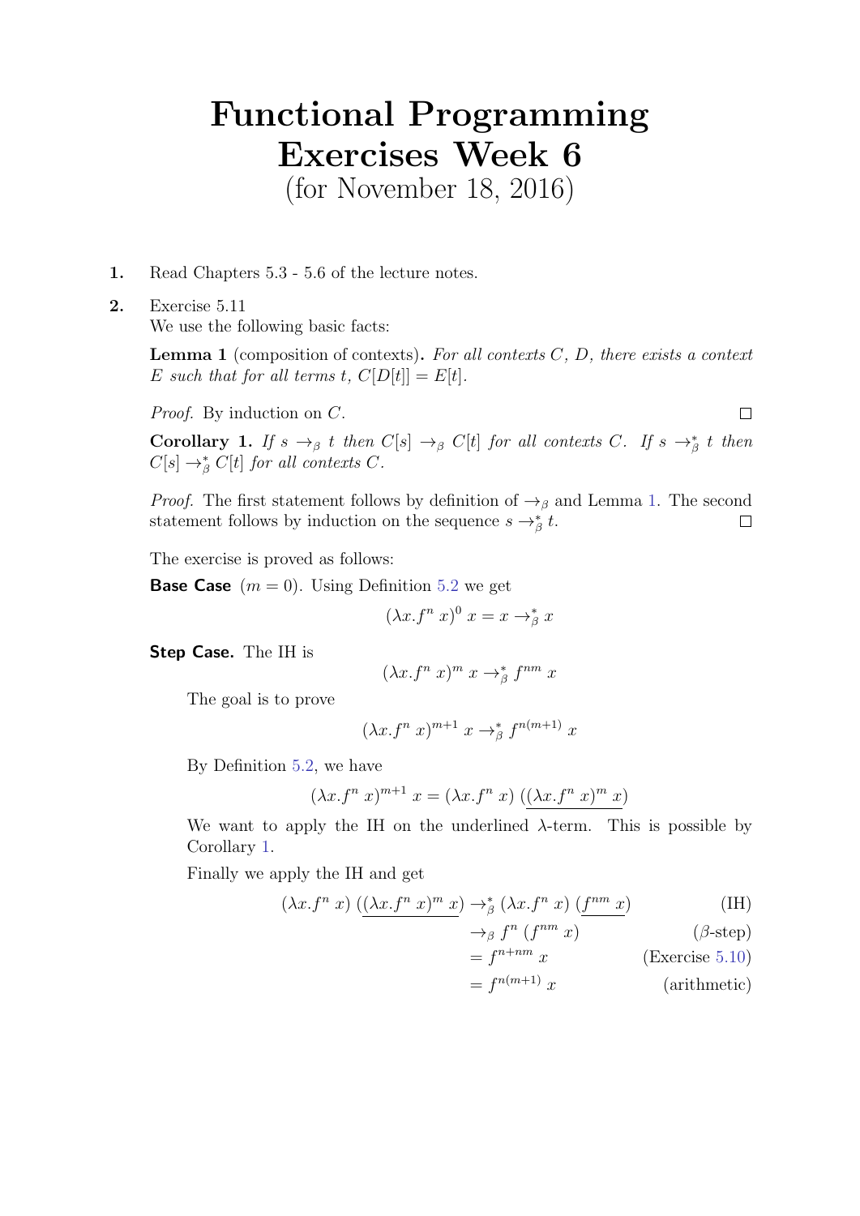# Functional Programming Exercises Week 6

(for November 18, 2016)

1. Read Chapters 5.3 - 5.6 of the lecture notes.

2. Exercise 5.11

   We use the following basic facts:

   **Lemma 1** (composition of contexts)**.** *For all contexts $C$, $D$, there exists a context $E$ such that for all terms $t$, $C[D[t]] = E[t]$.*

   *Proof.* By induction on $C$. □

   **Corollary 1.** *If $s \to_\beta t$ then $C[s] \to_\beta C[t]$ for all contexts $C$. If $s \to_\beta^* t$ then $C[s] \to_\beta^* C[t]$ for all contexts $C$.*

   *Proof.* The first statement follows by definition of $\to_\beta$ and Lemma 1. The second statement follows by induction on the sequence $s \to_\beta^* t$. □

   The exercise is proved as follows:

   **Base Case** ($m = 0$). Using Definition 5.2 we get

   $$(\lambda x. f^n\ x)^0\ x = x \to_\beta^* x$$

   **Step Case.** The IH is

   $$(\lambda x. f^n\ x)^m\ x \to_\beta^* f^{nm}\ x$$

   The goal is to prove

   $$(\lambda x. f^n\ x)^{m+1}\ x \to_\beta^* f^{n(m+1)}\ x$$

   By Definition 5.2, we have

   $$(\lambda x. f^n\ x)^{m+1}\ x = (\lambda x. f^n\ x)\ (\underline{(\lambda x. f^n\ x)^m\ x})$$

   We want to apply the IH on the underlined $\lambda$-term. This is possible by Corollary 1.

   Finally we apply the IH and get

   $$\begin{aligned}
   (\lambda x. f^n\ x)\ (\underline{(\lambda x. f^n\ x)^m\ x}) &\to_\beta^* (\lambda x. f^n\ x)\ (\underline{f^{nm}\ x}) && \text{(IH)}\\
   &\to_\beta f^n\ (f^{nm}\ x) && (\beta\text{-step})\\
   &= f^{n+nm}\ x && \text{(Exercise 5.10)}\\
   &= f^{n(m+1)}\ x && \text{(arithmetic)}
   \end{aligned}$$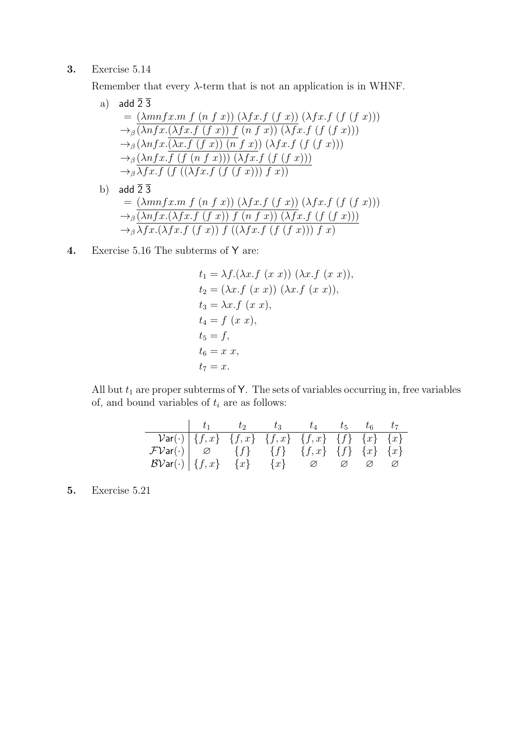**3.** Exercise 5.14

Remember that every $\lambda$-term that is not an application is in WHNF.

a) $\mathsf{add}\ \overline{2}\ \overline{3}$

$$
\begin{aligned}
&= \underline{(\lambda mnfx.m\ f\ (n\ f\ x))\ (\lambda fx.f\ (f\ x))}\ (\lambda fx.f\ (f\ (f\ x)))\\
&\to_\beta (\lambda nfx.\underline{(\lambda fx.f\ (f\ x))\ f}\ (n\ f\ x))\ (\lambda fx.f\ (f\ (f\ x)))\\
&\to_\beta (\lambda nfx.\underline{(\lambda x.f\ (f\ x))\ (n\ f\ x)})\ (\lambda fx.f\ (f\ (f\ x)))\\
&\to_\beta \underline{(\lambda nfx.f\ (f\ (n\ f\ x)))\ (\lambda fx.f\ (f\ (f\ x)))}\\
&\to_\beta \lambda fx.f\ (f\ ((\lambda fx.f\ (f\ (f\ x)))\ f\ x))
\end{aligned}
$$

b) $\mathsf{add}\ \overline{2}\ \overline{3}$

$$
\begin{aligned}
&= \underline{(\lambda mnfx.m\ f\ (n\ f\ x))\ (\lambda fx.f\ (f\ x))}\ (\lambda fx.f\ (f\ (f\ x)))\\
&\to_\beta \underline{(\lambda nfx.(\lambda fx.f\ (f\ x))\ f\ (n\ f\ x))\ (\lambda fx.f\ (f\ (f\ x)))}\\
&\to_\beta \lambda fx.(\lambda fx.f\ (f\ x))\ f\ ((\lambda fx.f\ (f\ (f\ x)))\ f\ x)
\end{aligned}
$$

**4.** Exercise 5.16 The subterms of $\mathsf{Y}$ are:

$$
\begin{aligned}
t_1 &= \lambda f.(\lambda x.f\ (x\ x))\ (\lambda x.f\ (x\ x)),\\
t_2 &= (\lambda x.f\ (x\ x))\ (\lambda x.f\ (x\ x)),\\
t_3 &= \lambda x.f\ (x\ x),\\
t_4 &= f\ (x\ x),\\
t_5 &= f,\\
t_6 &= x\ x,\\
t_7 &= x.
\end{aligned}
$$

All but $t_1$ are proper subterms of $\mathsf{Y}$. The sets of variables occurring in, free variables of, and bound variables of $t_i$ are as follows:

| | $t_1$ | $t_2$ | $t_3$ | $t_4$ | $t_5$ | $t_6$ | $t_7$ |
|---|---|---|---|---|---|---|---|
| $\mathcal{V}\mathsf{ar}(\cdot)$ | $\{f,x\}$ | $\{f,x\}$ | $\{f,x\}$ | $\{f,x\}$ | $\{f\}$ | $\{x\}$ | $\{x\}$ |
| $\mathcal{FV}\mathsf{ar}(\cdot)$ | $\varnothing$ | $\{f\}$ | $\{f\}$ | $\{f,x\}$ | $\{f\}$ | $\{x\}$ | $\{x\}$ |
| $\mathcal{BV}\mathsf{ar}(\cdot)$ | $\{f,x\}$ | $\{x\}$ | $\{x\}$ | $\varnothing$ | $\varnothing$ | $\varnothing$ | $\varnothing$ |

**5.** Exercise 5.21